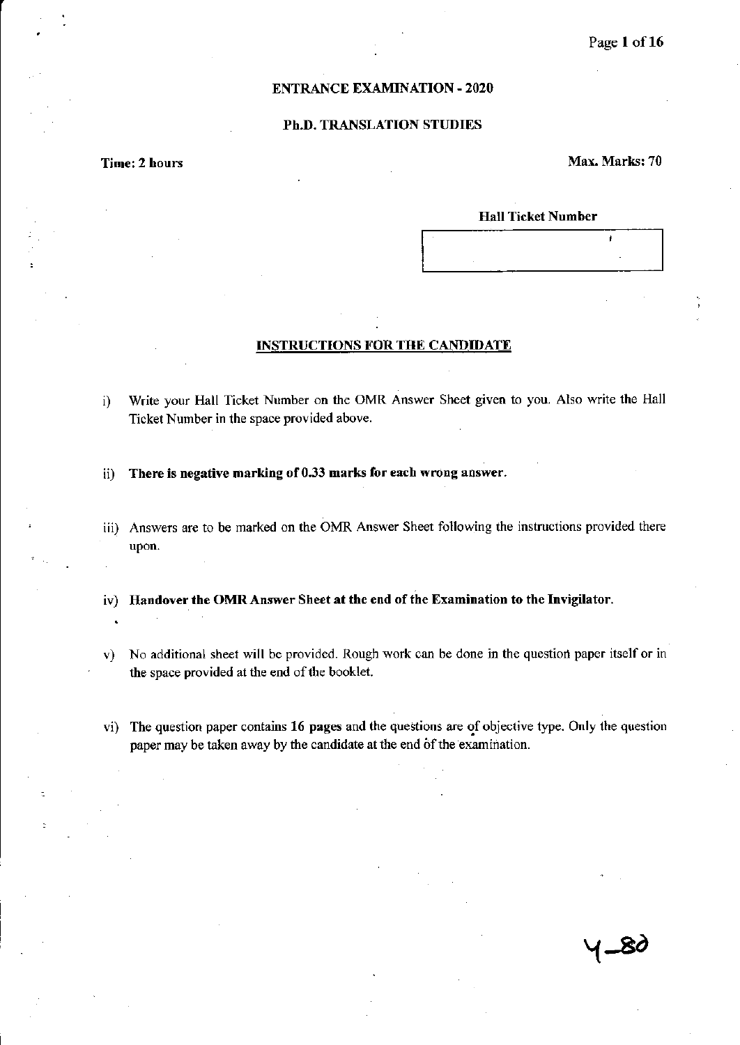**ENTRANCE EXAMINATION - 2020**

**Ph.D. TRANSLATION STUDIES**

**Time: 2 hours** **Max. Marks: 70**

**Hall Ticket Number**

| |
|---|
| |

## INSTRUCTIONS FOR THE CANDIDATE

i) Write your Hall Ticket Number on the OMR Answer Sheet given to you. Also write the Hall Ticket Number in the space provided above.

ii) **There is negative marking of 0.33 marks for each wrong answer.**

iii) Answers are to be marked on the OMR Answer Sheet following the instructions provided there upon.

iv) **Handover the OMR Answer Sheet at the end of the Examination to the Invigilator.**

v) No additional sheet will be provided. Rough work can be done in the question paper itself or in the space provided at the end of the booklet.

vi) The question paper contains **16 pages** and the questions are of objective type. Only the question paper may be taken away by the candidate at the end of the examination.

Y-80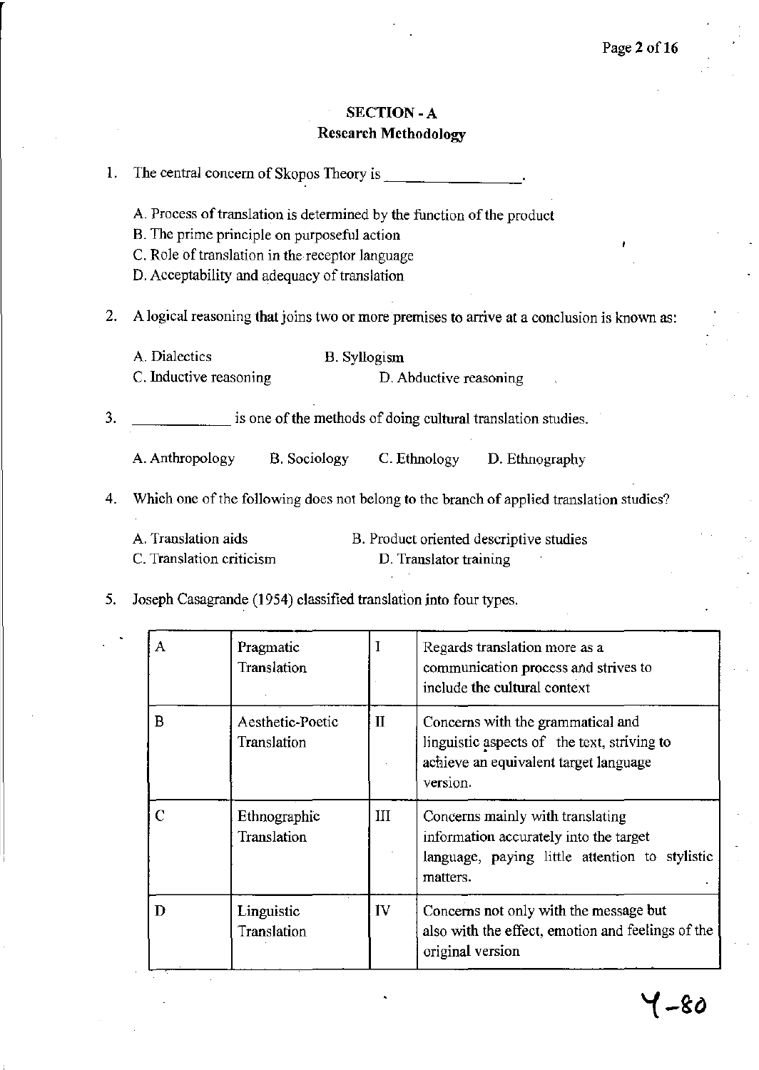## SECTION - A
### Research Methodology

1. The central concern of Skopos Theory is ________________.

   A. Process of translation is determined by the function of the product
   B. The prime principle on purposeful action
   C. Role of translation in the receptor language
   D. Acceptability and adequacy of translation

2. A logical reasoning that joins two or more premises to arrive at a conclusion is known as:

   A. Dialectics
   B. Syllogism
   C. Inductive reasoning
   D. Abductive reasoning

3. ____________ is one of the methods of doing cultural translation studies.

   A. Anthropology
   B. Sociology
   C. Ethnology
   D. Ethnography

4. Which one of the following does not belong to the branch of applied translation studies?

   A. Translation aids
   B. Product oriented descriptive studies
   C. Translation criticism
   D. Translator training

5. Joseph Casagrande (1954) classified translation into four types.

| | | | |
|---|---|---|---|
| A | Pragmatic Translation | I | Regards translation more as a communication process and strives to include the cultural context |
| B | Aesthetic-Poetic Translation | II | Concerns with the grammatical and linguistic aspects of the text, striving to achieve an equivalent target language version. |
| C | Ethnographic Translation | III | Concerns mainly with translating information accurately into the target language, paying little attention to stylistic matters. |
| D | Linguistic Translation | IV | Concerns not only with the message but also with the effect, emotion and feelings of the original version |

Y-80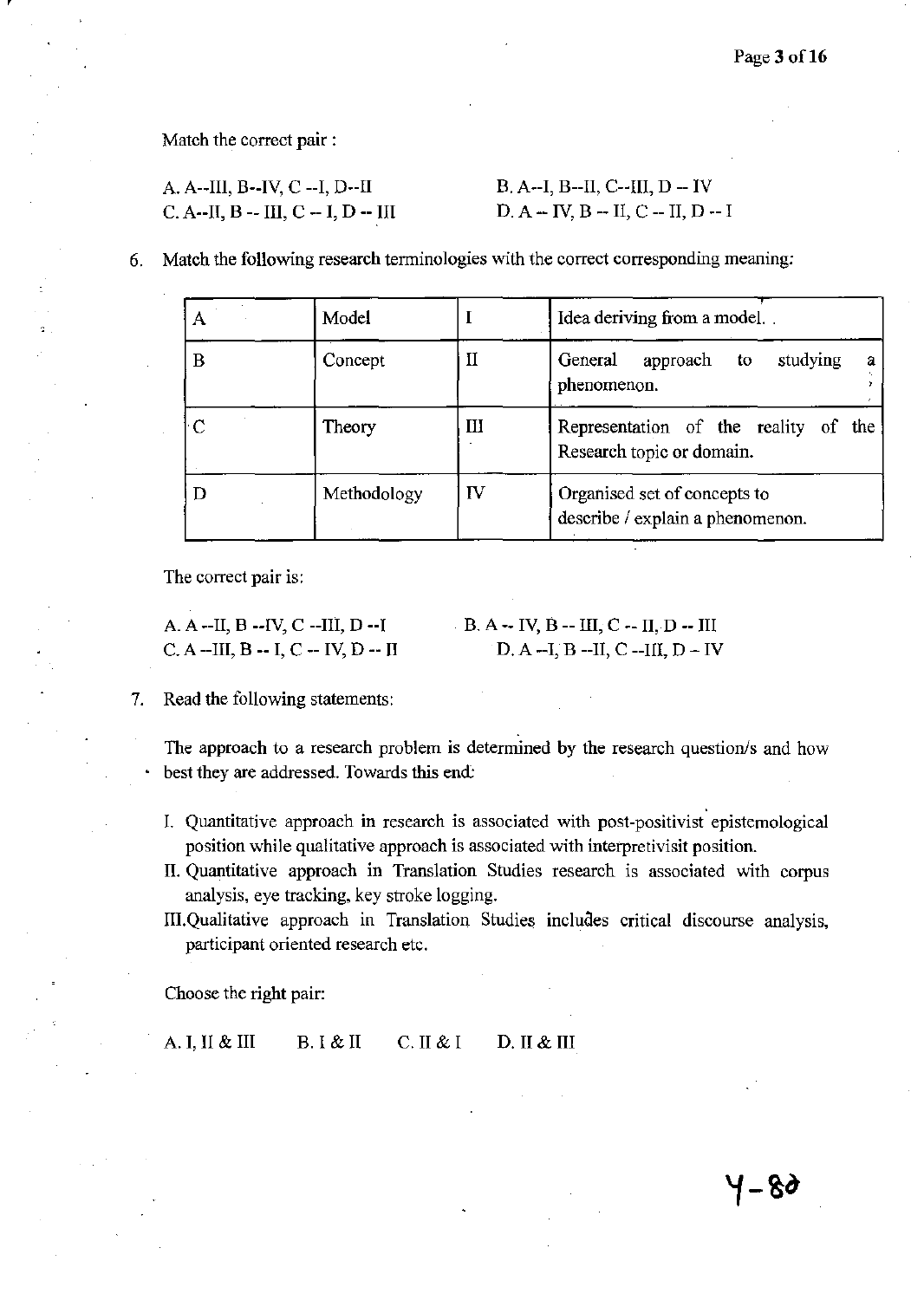Match the correct pair :

A. A--III, B--IV, C --I, D--II B. A--I, B--II, C--III, D -- IV
C. A--II, B -- III, C -- I, D -- III D. A -- IV, B -- II, C -- II, D -- I

6. Match the following research terminologies with the correct corresponding meaning:

| A | Model | I | Idea deriving from a model. . |
|---|---|---|---|
| B | Concept | II | General approach to studying a phenomenon. |
| C | Theory | III | Representation of the reality of the Research topic or domain. |
| D | Methodology | IV | Organised set of concepts to describe / explain a phenomenon. |

The correct pair is:

A. A --II, B --IV, C --III, D --I B. A -- IV, B -- III, C -- II, D -- III
C. A --III, B -- I, C -- IV, D -- II D. A --I, B --II, C --III, D -- IV

7. Read the following statements:

The approach to a research problem is determined by the research question/s and how best they are addressed. Towards this end:

I. Quantitative approach in research is associated with post-positivist epistemological position while qualitative approach is associated with interpretivisit position.
II. Quantitative approach in Translation Studies research is associated with corpus analysis, eye tracking, key stroke logging.
III. Qualitative approach in Translation Studies includes critical discourse analysis, participant oriented research etc.

Choose the right pair:

A. I, II & III B. I & II C. II & I D. II & III

Y-82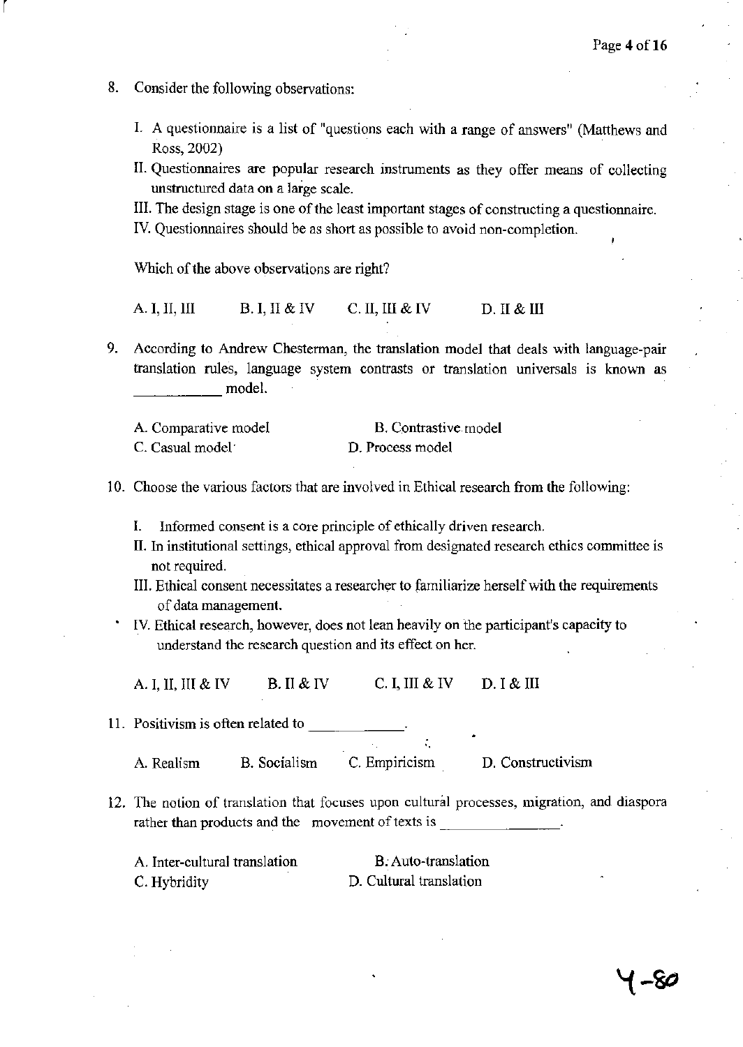8. Consider the following observations:

   I. A questionnaire is a list of "questions each with a range of answers" (Matthews and Ross, 2002)

   II. Questionnaires are popular research instruments as they offer means of collecting unstructured data on a large scale.

   III. The design stage is one of the least important stages of constructing a questionnaire.

   IV. Questionnaires should be as short as possible to avoid non-completion.

   Which of the above observations are right?

   A. I, II, III    B. I, II & IV    C. II, III & IV    D. II & III

9. According to Andrew Chesterman, the translation model that deals with language-pair translation rules, language system contrasts or translation universals is known as ___________ model.

   A. Comparative model    B. Contrastive model
   C. Casual model    D. Process model

10. Choose the various factors that are involved in Ethical research from the following:

    I. Informed consent is a core principle of ethically driven research.

    II. In institutional settings, ethical approval from designated research ethics committee is not required.

    III. Ethical consent necessitates a researcher to familiarize herself with the requirements of data management.

    IV. Ethical research, however, does not lean heavily on the participant's capacity to understand the research question and its effect on her.

    A. I, II, III & IV    B. II & IV    C. I, III & IV    D. I & III

11. Positivism is often related to ___________.

    A. Realism    B. Socialism    C. Empiricism    D. Constructivism

12. The notion of translation that focuses upon cultural processes, migration, and diaspora rather than products and the movement of texts is ______________.

    A. Inter-cultural translation    B. Auto-translation
    C. Hybridity    D. Cultural translation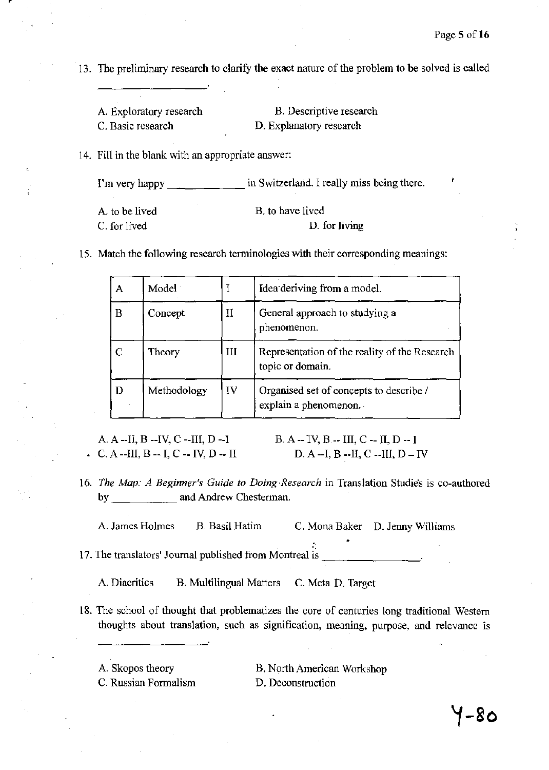13. The preliminary research to clarify the exact nature of the problem to be solved is called ________________.

A. Exploratory research
B. Descriptive research
C. Basic research
D. Explanatory research

14. Fill in the blank with an appropriate answer:

I'm very happy ____________ in Switzerland. I really miss being there.

A. to be lived
B. to have lived
C. for lived
D. for living

15. Match the following research terminologies with their corresponding meanings:

| A | Model | I | Idea deriving from a model. |
|---|---|---|---|
| B | Concept | II | General approach to studying a phenomenon. |
| C | Theory | III | Representation of the reality of the Research topic or domain. |
| D | Methodology | IV | Organised set of concepts to describe / explain a phenomenon. |

A. A --II, B --IV, C --III, D --I
B. A -- IV, B -- III, C -- II, D -- I
C. A --III, B -- I, C -- IV, D -- II
D. A --I, B --II, C --III, D – IV

16. *The Map: A Beginner's Guide to Doing Research* in Translation Studies is co-authored by __________ and Andrew Chesterman.

A. James Holmes B. Basil Hatim C. Mona Baker D. Jenny Williams

17. The translators' Journal published from Montreal is ______________.

A. Diacritics B. Multilingual Matters C. Meta D. Target

18. The school of thought that problematizes the core of centuries long traditional Western thoughts about translation, such as signification, meaning, purpose, and relevance is ________________.

A. Skopos theory
B. North American Workshop
C. Russian Formalism
D. Deconstruction

Y-80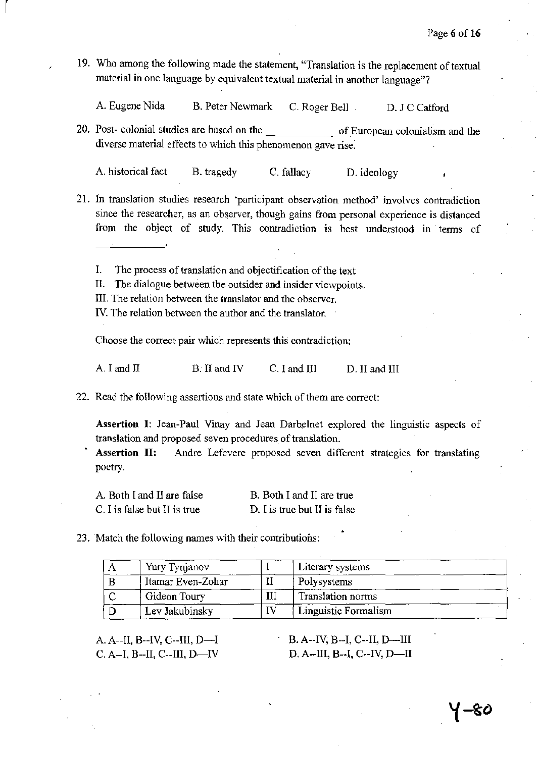19. Who among the following made the statement, "Translation is the replacement of textual material in one language by equivalent textual material in another language"?

A. Eugene Nida B. Peter Newmark C. Roger Bell D. J C Catford

20. Post- colonial studies are based on the ___________ of European colonialism and the diverse material effects to which this phenomenon gave rise.

A. historical fact B. tragedy C. fallacy D. ideology

21. In translation studies research 'participant observation method' involves contradiction since the researcher, as an observer, though gains from personal experience is distanced from the object of study. This contradiction is best understood in terms of ___________.

I. The process of translation and objectification of the text
II. The dialogue between the outsider and insider viewpoints.
III. The relation between the translator and the observer.
IV. The relation between the author and the translator.

Choose the correct pair which represents this contradiction:

A. I and II B. II and IV C. I and III D. II and III

22. Read the following assertions and state which of them are correct:

**Assertion I**: Jean-Paul Vinay and Jean Darbelnet explored the linguistic aspects of translation and proposed seven procedures of translation.
**Assertion II:** Andre Lefevere proposed seven different strategies for translating poetry.

A. Both I and II are false B. Both I and II are true
C. I is false but II is true D. I is true but II is false

23. Match the following names with their contributions:

| A | Yury Tynjanov | I | Literary systems |
|---|---|---|---|
| B | Itamar Even-Zohar | II | Polysystems |
| C | Gideon Toury | III | Translation norms |
| D | Lev Jakubinsky | IV | Linguistic Formalism |

A. A--II, B--IV, C--III, D—I B. A--IV, B--I, C--II, D—III
C. A--I, B--II, C--III, D—IV D. A--III, B--I, C--IV, D—II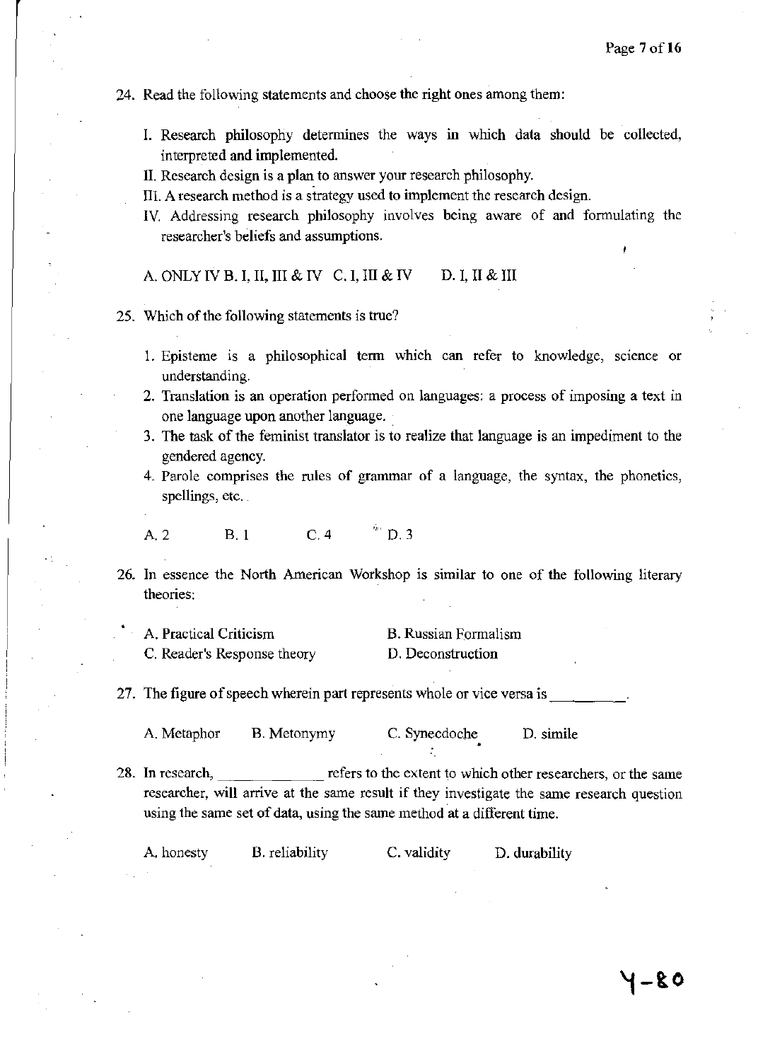24. Read the following statements and choose the right ones among them:

   I. Research philosophy determines the ways in which data should be collected, interpreted and implemented.

   II. Research design is a plan to answer your research philosophy.

   III. A research method is a strategy used to implement the research design.

   IV. Addressing research philosophy involves being aware of and formulating the researcher's beliefs and assumptions.

   A. ONLY IV B. I, II, III & IV C. I, III & IV D. I, II & III

25. Which of the following statements is true?

   1. Episteme is a philosophical term which can refer to knowledge, science or understanding.
   2. Translation is an operation performed on languages: a process of imposing a text in one language upon another language.
   3. The task of the feminist translator is to realize that language is an impediment to the gendered agency.
   4. Parole comprises the rules of grammar of a language, the syntax, the phonetics, spellings, etc.

   A. 2 B. 1 C. 4 D. 3

26. In essence the North American Workshop is similar to one of the following literary theories:

   A. Practical Criticism B. Russian Formalism
   C. Reader's Response theory D. Deconstruction

27. The figure of speech wherein part represents whole or vice versa is ________.

   A. Metaphor B. Metonymy C. Synecdoche D. simile

28. In research, ____________ refers to the extent to which other researchers, or the same researcher, will arrive at the same result if they investigate the same research question using the same set of data, using the same method at a different time.

   A. honesty B. reliability C. validity D. durability

4-80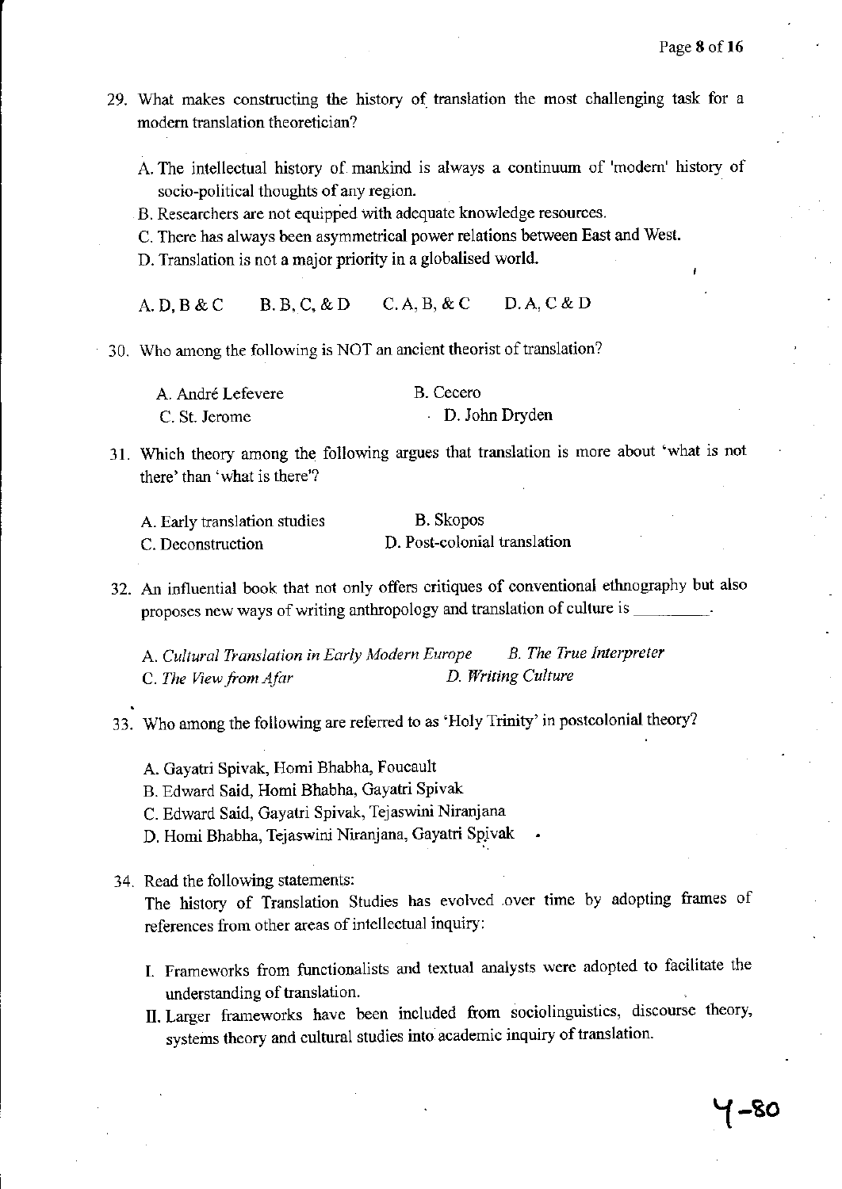29. What makes constructing the history of translation the most challenging task for a modern translation theoretician?

    A. The intellectual history of mankind is always a continuum of 'modern' history of socio-political thoughts of any region.
    B. Researchers are not equipped with adequate knowledge resources.
    C. There has always been asymmetrical power relations between East and West.
    D. Translation is not a major priority in a globalised world.

    A. D, B & C  B. B, C, & D  C. A, B, & C  D. A, C & D

30. Who among the following is NOT an ancient theorist of translation?

    A. André Lefevere  B. Cecero
    C. St. Jerome  D. John Dryden

31. Which theory among the following argues that translation is more about 'what is not there' than 'what is there'?

    A. Early translation studies  B. Skopos
    C. Deconstruction  D. Post-colonial translation

32. An influential book that not only offers critiques of conventional ethnography but also proposes new ways of writing anthropology and translation of culture is ________.

    A. *Cultural Translation in Early Modern Europe*  B. *The True Interpreter*
    C. *The View from Afar*  D. *Writing Culture*

33. Who among the following are referred to as 'Holy Trinity' in postcolonial theory?

    A. Gayatri Spivak, Homi Bhabha, Foucault
    B. Edward Said, Homi Bhabha, Gayatri Spivak
    C. Edward Said, Gayatri Spivak, Tejaswini Niranjana
    D. Homi Bhabha, Tejaswini Niranjana, Gayatri Spivak

34. Read the following statements:
    The history of Translation Studies has evolved over time by adopting frames of references from other areas of intellectual inquiry:

    I. Frameworks from functionalists and textual analysts were adopted to facilitate the understanding of translation.
    II. Larger frameworks have been included from sociolinguistics, discourse theory, systems theory and cultural studies into academic inquiry of translation.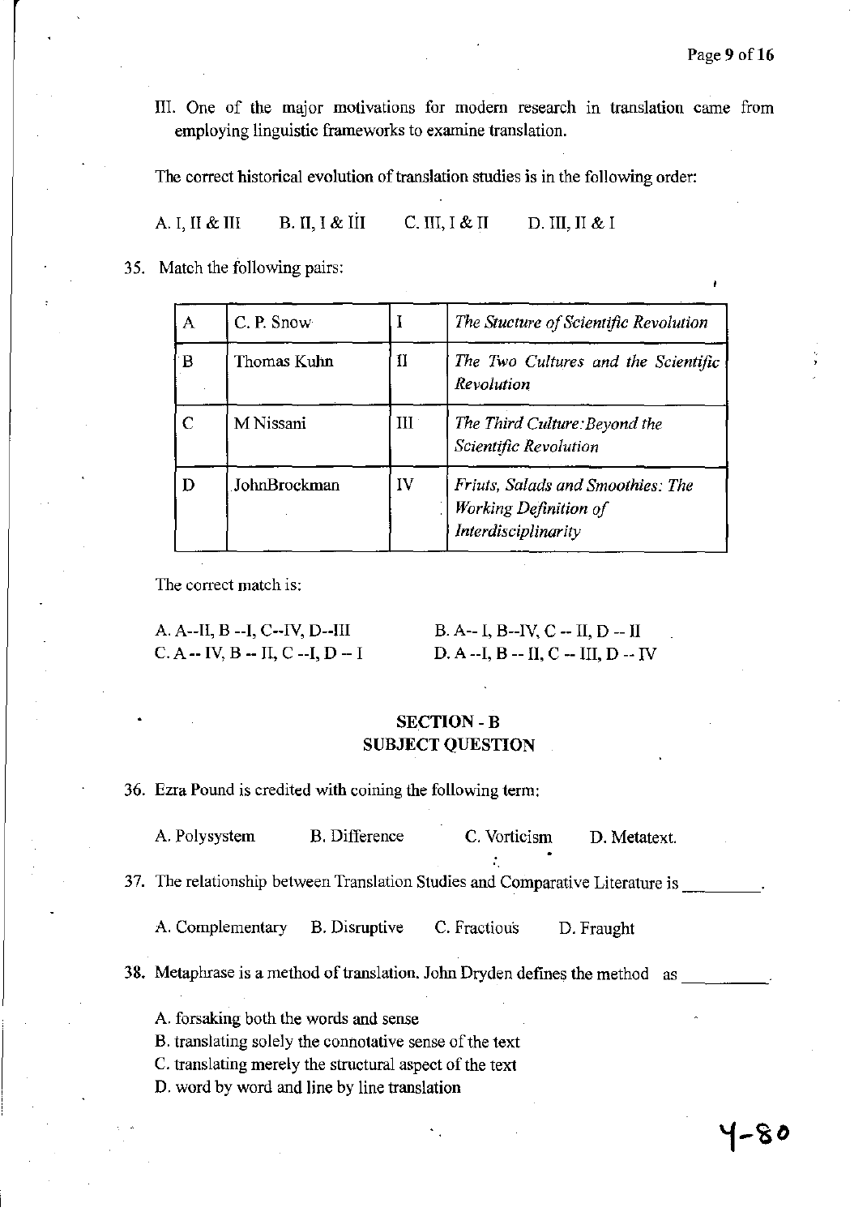III. One of the major motivations for modern research in translation came from employing linguistic frameworks to examine translation.

The correct historical evolution of translation studies is in the following order:

A. I, II & III B. II, I & III C. III, I & II D. III, II & I

35. Match the following pairs:

| A | C. P. Snow | I | *The Stucture of Scientific Revolution* |
|---|---|---|---|
| B | Thomas Kuhn | II | *The Two Cultures and the Scientific Revolution* |
| C | M Nissani | III | *The Third Culture:Beyond the Scientific Revolution* |
| D | JohnBrockman | IV | *Friuts, Salads and Smoothies: The Working Definition of Interdisciplinarity* |

The correct match is:

A. A--II, B --I, C--IV, D--III
B. A-- I, B--IV, C -- II, D -- II
C. A -- IV, B -- II, C --I, D -- I
D. A --I, B -- II, C -- III, D -- IV

## SECTION - B
## SUBJECT QUESTION

36. Ezra Pound is credited with coining the following term:

A. Polysystem B. Difference C. Vorticism D. Metatext.

37. The relationship between Translation Studies and Comparative Literature is ________.

A. Complementary B. Disruptive C. Fractious D. Fraught

38. Metaphrase is a method of translation. John Dryden defines the method as ________.

A. forsaking both the words and sense
B. translating solely the connotative sense of the text
C. translating merely the structural aspect of the text
D. word by word and line by line translation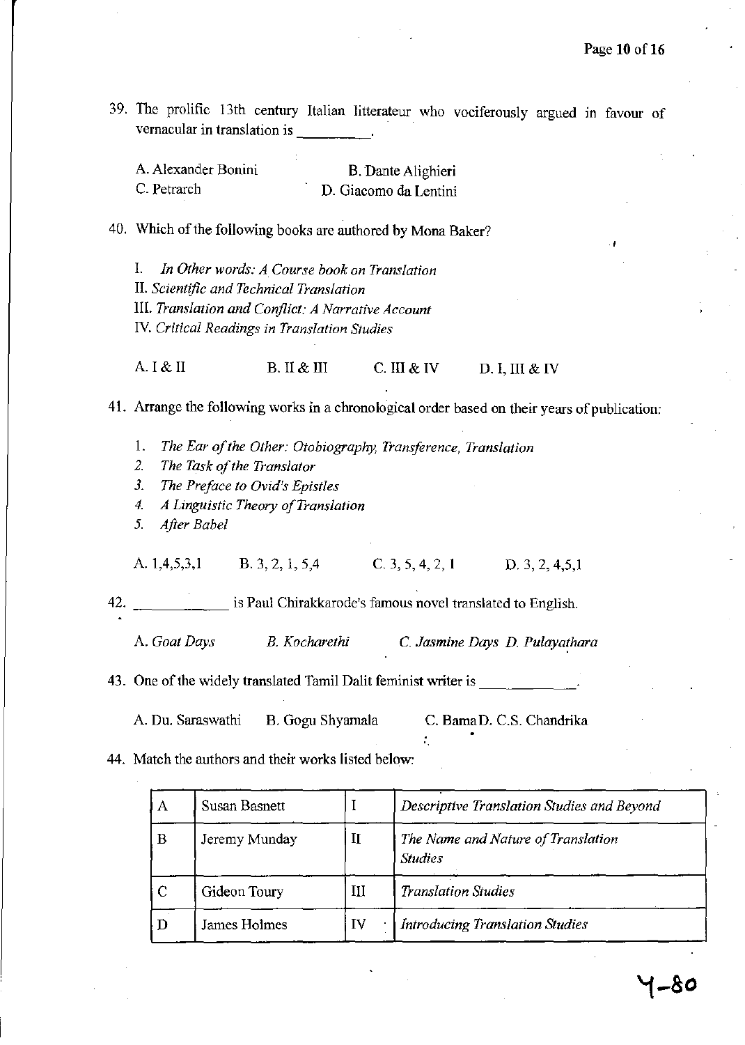39. The prolific 13th century Italian litterateur who vociferously argued in favour of vernacular in translation is __________.

A. Alexander Bonini B. Dante Alighieri
C. Petrarch D. Giacomo da Lentini

40. Which of the following books are authored by Mona Baker?

I. *In Other words: A Course book on Translation*
II. *Scientific and Technical Translation*
III. *Translation and Conflict: A Narrative Account*
IV. *Critical Readings in Translation Studies*

A. I & II B. II & III C. III & IV D. I, III & IV

41. Arrange the following works in a chronological order based on their years of publication:

1. *The Ear of the Other: Otobiography, Transference, Translation*
2. *The Task of the Translator*
3. *The Preface to Ovid's Epistles*
4. *A Linguistic Theory of Translation*
5. *After Babel*

A. 1,4,5,3,1 B. 3, 2, 1, 5,4 C. 3, 5, 4, 2, 1 D. 3, 2, 4,5,1

42. ____________ is Paul Chirakkarode's famous novel translated to English.

A. *Goat Days* B. *Kocharethi* C. *Jasmine Days* D. *Pulayathara*

43. One of the widely translated Tamil Dalit feminist writer is ____________.

A. Du. Saraswathi B. Gogu Shyamala C. Bama D. C.S. Chandrika

44. Match the authors and their works listed below:

| | | | |
|---|---|---|---|
| A | Susan Basnett | I | *Descriptive Translation Studies and Beyond* |
| B | Jeremy Munday | II | *The Name and Nature of Translation Studies* |
| C | Gideon Toury | III | *Translation Studies* |
| D | James Holmes | IV | *Introducing Translation Studies* |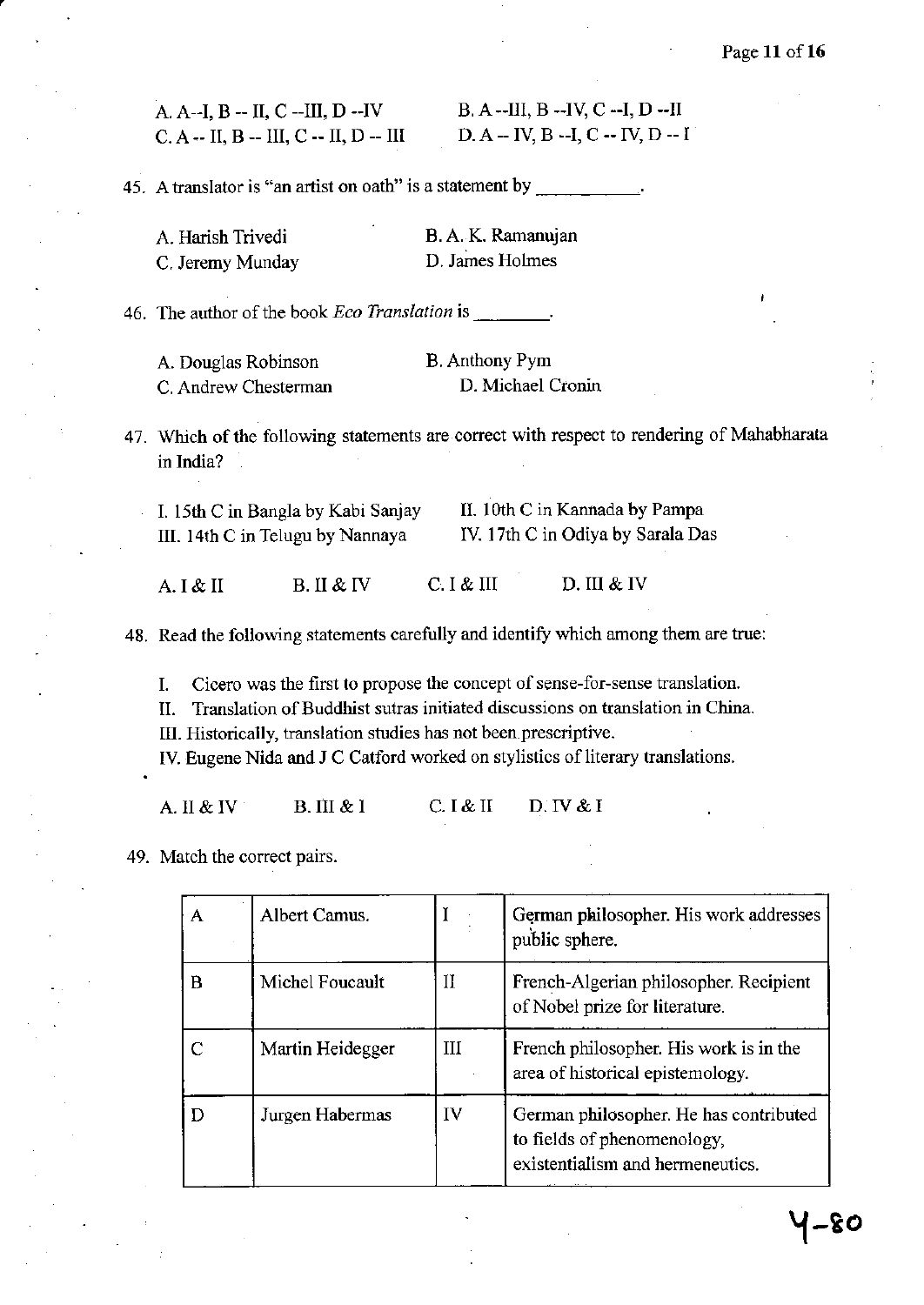A. A--I, B -- II, C --III, D --IV
B. A --III, B --IV, C --I, D --II
C. A -- II, B -- III, C -- II, D -- III
D. A -- IV, B --I, C -- IV, D -- I

45. A translator is "an artist on oath" is a statement by \_\_\_\_\_\_\_\_\_\_\_.

A. Harish Trivedi
B. A. K. Ramanujan
C. Jeremy Munday
D. James Holmes

46. The author of the book *Eco Translation* is \_\_\_\_\_\_\_\_.

A. Douglas Robinson
B. Anthony Pym
C. Andrew Chesterman
D. Michael Cronin

47. Which of the following statements are correct with respect to rendering of Mahabharata in India?

I. 15th C in Bangla by Kabi Sanjay
II. 10th C in Kannada by Pampa
III. 14th C in Telugu by Nannaya
IV. 17th C in Odiya by Sarala Das

A. I & II
B. II & IV
C. I & III
D. III & IV

48. Read the following statements carefully and identify which among them are true:

I. Cicero was the first to propose the concept of sense-for-sense translation.
II. Translation of Buddhist sutras initiated discussions on translation in China.
III. Historically, translation studies has not been prescriptive.
IV. Eugene Nida and J C Catford worked on stylistics of literary translations.

A. II & IV
B. III & I
C. I & II
D. IV & I

49. Match the correct pairs.

| A | Albert Camus. | I | German philosopher. His work addresses public sphere. |
|---|---|---|---|
| B | Michel Foucault | II | French-Algerian philosopher. Recipient of Nobel prize for literature. |
| C | Martin Heidegger | III | French philosopher. His work is in the area of historical epistemology. |
| D | Jurgen Habermas | IV | German philosopher. He has contributed to fields of phenomenology, existentialism and hermeneutics. |

Y-80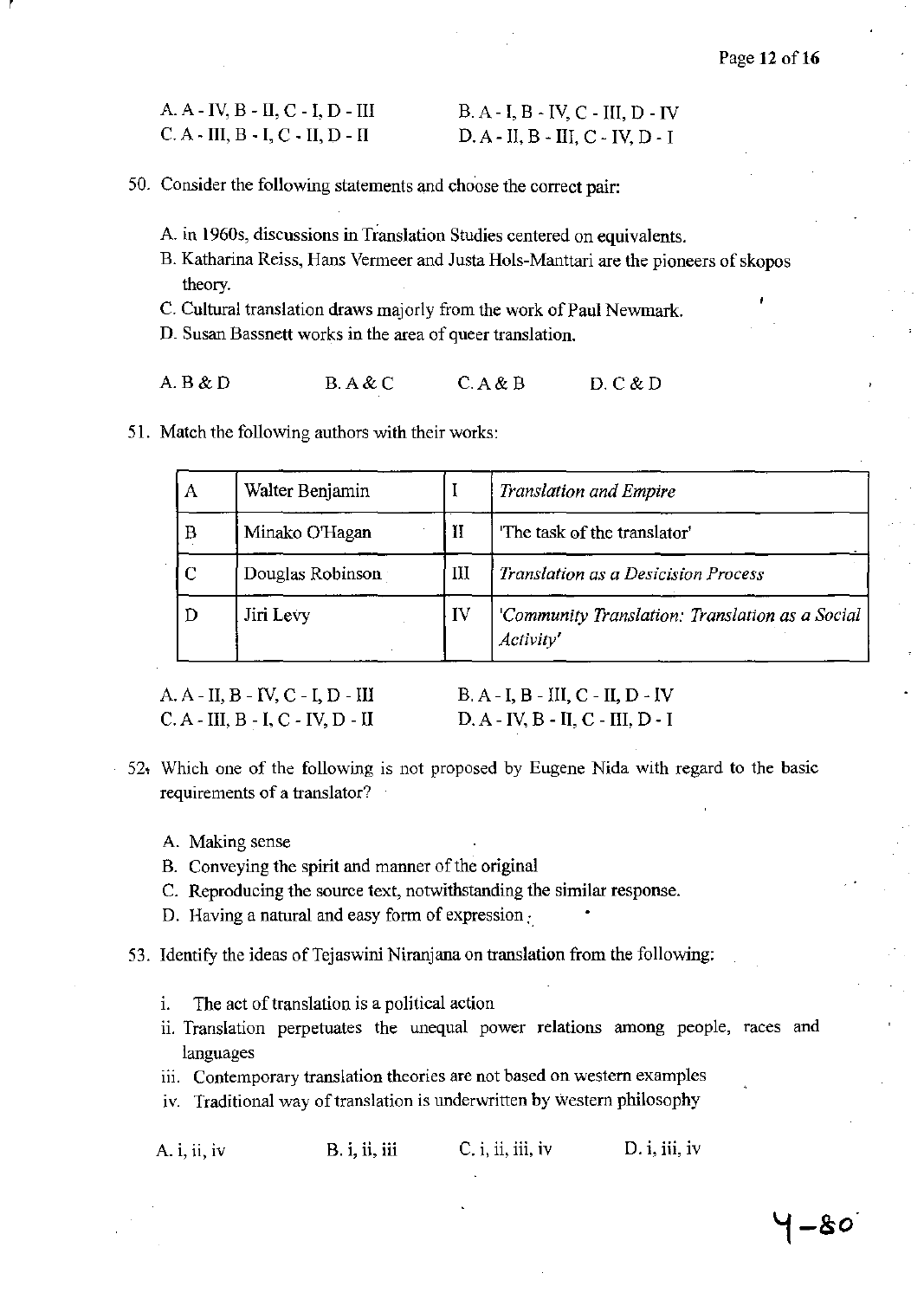A. A - IV, B - II, C - I, D - III

B. A - I, B - IV, C - III, D - IV

C. A - III, B - I, C - II, D - II

D. A - II, B - III, C - IV, D - I

50. Consider the following statements and choose the correct pair:

A. in 1960s, discussions in Translation Studies centered on equivalents.

B. Katharina Reiss, Hans Vermeer and Justa Hols-Manttari are the pioneers of skopos theory.

C. Cultural translation draws majorly from the work of Paul Newmark.

D. Susan Bassnett works in the area of queer translation.

A. B & D  B. A & C  C. A & B  D. C & D

51. Match the following authors with their works:

| A | Walter Benjamin | I | *Translation and Empire* |
|---|---|---|---|
| B | Minako O'Hagan | II | 'The task of the translator' |
| C | Douglas Robinson | III | *Translation as a Desicision Process* |
| D | Jiri Levy | IV | *'Community Translation: Translation as a Social Activity'* |

A. A - II, B - IV, C - I, D - III

B. A - I, B - III, C - II, D - IV

C. A - III, B - I, C - IV, D - II

D. A - IV, B - II, C - III, D - I

52. Which one of the following is not proposed by Eugene Nida with regard to the basic requirements of a translator?

A. Making sense

B. Conveying the spirit and manner of the original

C. Reproducing the source text, notwithstanding the similar response.

D. Having a natural and easy form of expression.

53. Identify the ideas of Tejaswini Niranjana on translation from the following:

i. The act of translation is a political action

ii. Translation perpetuates the unequal power relations among people, races and languages

iii. Contemporary translation theories are not based on western examples

iv. Traditional way of translation is underwritten by western philosophy

A. i, ii, iv  B. i, ii, iii  C. i, ii, iii, iv  D. i, iii, iv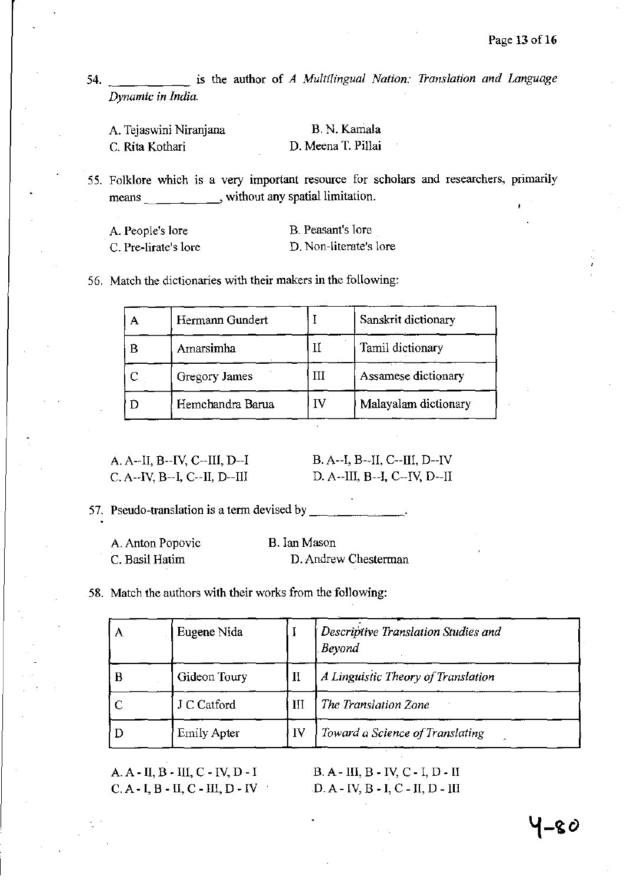54. ____________ is the author of *A Multilingual Nation: Translation and Language Dynamic in India.*

A. Tejaswini Niranjana
B. N. Kamala
C. Rita Kothari
D. Meena T. Pillai

55. Folklore which is a very important resource for scholars and researchers, primarily means ____________, without any spatial limitation.

A. People's lore
B. Peasant's lore
C. Pre-lirate's lore
D. Non-literate's lore

56. Match the dictionaries with their makers in the following:

| A | Hermann Gundert | I | Sanskrit dictionary |
|---|---|---|---|
| B | Amarsimha | II | Tamil dictionary |
| C | Gregory James | III | Assamese dictionary |
| D | Hemchandra Barua | IV | Malayalam dictionary |

A. A--II, B--IV, C--III, D--I
B. A--I, B--II, C--III, D--IV
C. A--IV, B--I, C--II, D--III
D. A--III, B--I, C--IV, D--II

57. Pseudo-translation is a term devised by ______________.

A. Anton Popovic
B. Ian Mason
C. Basil Hatim
D. Andrew Chesterman

58. Match the authors with their works from the following:

| A | Eugene Nida | I | *Descriptive Translation Studies and Beyond* |
|---|---|---|---|
| B | Gideon Toury | II | *A Linguistic Theory of Translation* |
| C | J C Catford | III | *The Translation Zone* |
| D | Emily Apter | IV | *Toward a Science of Translating* |

A. A - II, B - III, C - IV, D - I
B. A - III, B - IV, C - I, D - II
C. A - I, B - II, C - III, D - IV
D. A - IV, B - I, C - II, D - III

4-80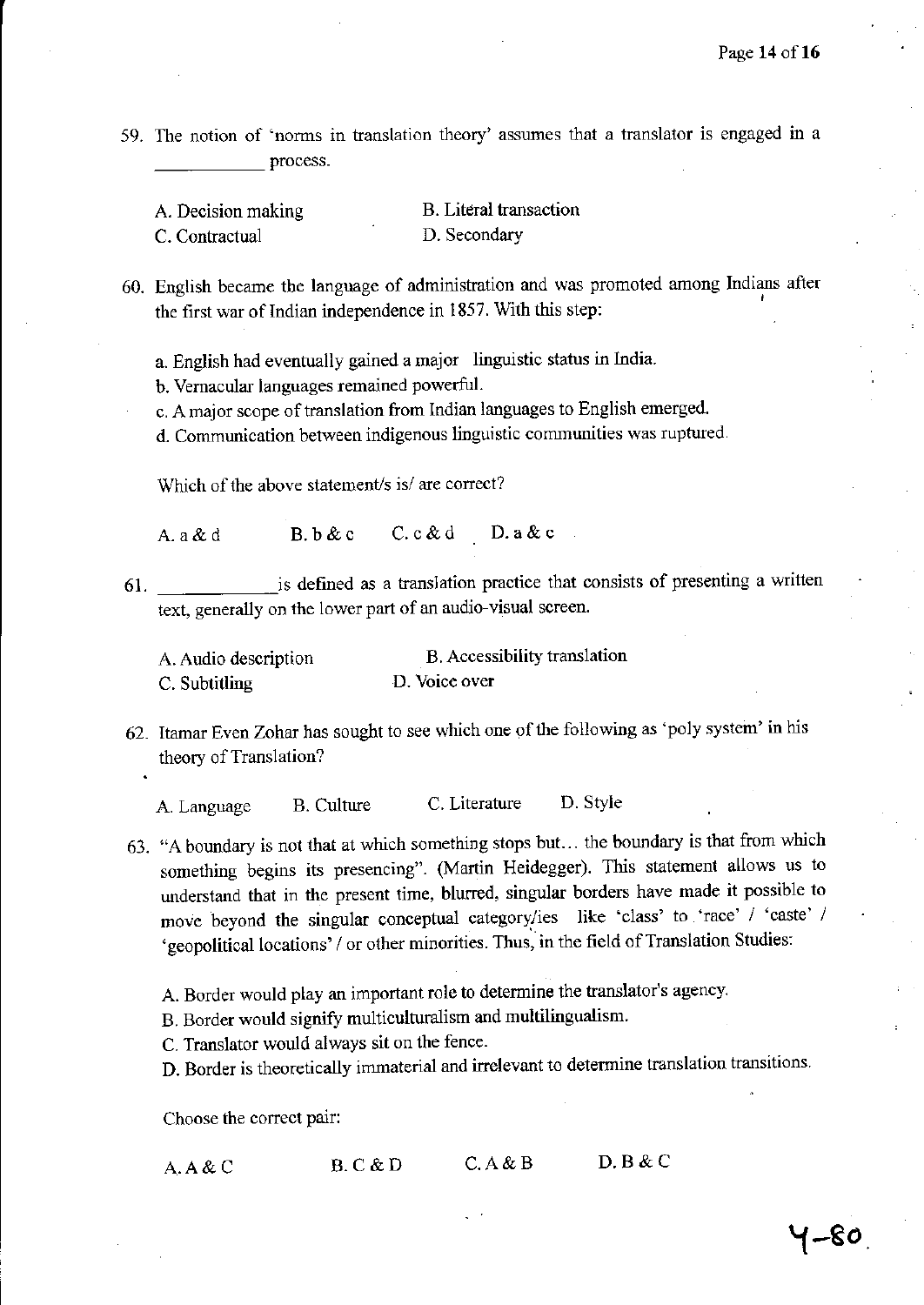59. The notion of 'norms in translation theory' assumes that a translator is engaged in a ____________ process.

A. Decision making
B. Literal transaction
C. Contractual
D. Secondary

60. English became the language of administration and was promoted among Indians after the first war of Indian independence in 1857. With this step:

a. English had eventually gained a major linguistic status in India.
b. Vernacular languages remained powerful.
c. A major scope of translation from Indian languages to English emerged.
d. Communication between indigenous linguistic communities was ruptured.

Which of the above statement/s is/ are correct?

A. a & d　　B. b & c　　C. c & d　　D. a & c

61. ____________ is defined as a translation practice that consists of presenting a written text, generally on the lower part of an audio-visual screen.

A. Audio description
B. Accessibility translation
C. Subtitling
D. Voice over

62. Itamar Even Zohar has sought to see which one of the following as 'poly system' in his theory of Translation?

A. Language　　B. Culture　　C. Literature　　D. Style

63. "A boundary is not that at which something stops but… the boundary is that from which something begins its presencing". (Martin Heidegger). This statement allows us to understand that in the present time, blurred, singular borders have made it possible to move beyond the singular conceptual category/ies like 'class' to 'race' / 'caste' / 'geopolitical locations' / or other minorities. Thus, in the field of Translation Studies:

A. Border would play an important role to determine the translator's agency.
B. Border would signify multiculturalism and multilingualism.
C. Translator would always sit on the fence.
D. Border is theoretically immaterial and irrelevant to determine translation transitions.

Choose the correct pair:

A. A & C　　B. C & D　　C. A & B　　D. B & C

4-80.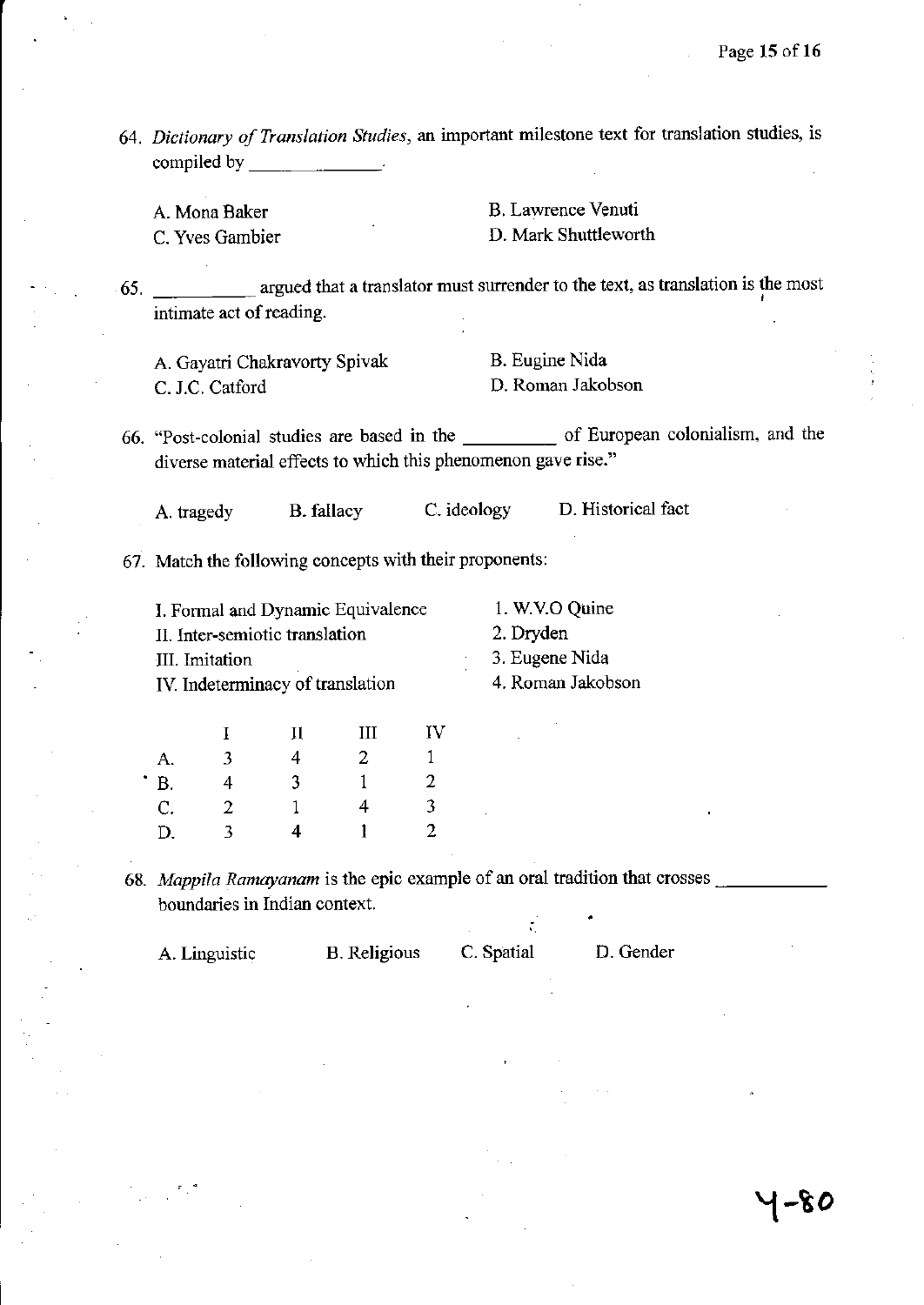64. *Dictionary of Translation Studies*, an important milestone text for translation studies, is compiled by _______________.

A. Mona Baker
B. Lawrence Venuti
C. Yves Gambier
D. Mark Shuttleworth

65. __________ argued that a translator must surrender to the text, as translation is the most intimate act of reading.

A. Gayatri Chakravorty Spivak
B. Eugine Nida
C. J.C. Catford
D. Roman Jakobson

66. "Post-colonial studies are based in the _________ of European colonialism, and the diverse material effects to which this phenomenon gave rise."

A. tragedy
B. fallacy
C. ideology
D. Historical fact

67. Match the following concepts with their proponents:

I. Formal and Dynamic Equivalence — 1. W.V.O Quine
II. Inter-semiotic translation — 2. Dryden
III. Imitation — 3. Eugene Nida
IV. Indeterminacy of translation — 4. Roman Jakobson

| | I | II | III | IV |
|---|---|---|---|---|
| A. | 3 | 4 | 2 | 1 |
| B. | 4 | 3 | 1 | 2 |
| C. | 2 | 1 | 4 | 3 |
| D. | 3 | 4 | 1 | 2 |

68. *Mappila Ramayanam* is the epic example of an oral tradition that crosses ___________ boundaries in Indian context.

A. Linguistic
B. Religious
C. Spatial
D. Gender

4-80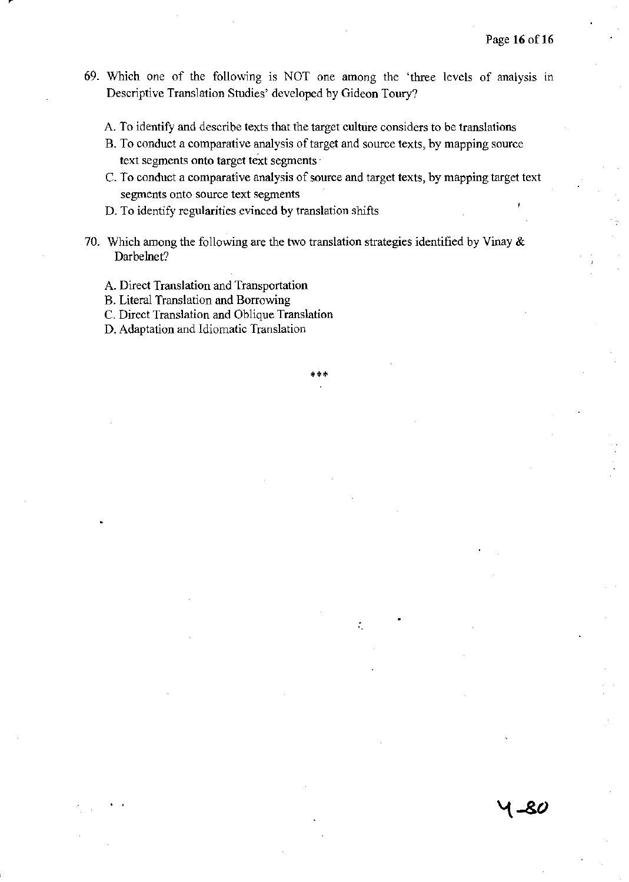69. Which one of the following is NOT one among the 'three levels of analysis in Descriptive Translation Studies' developed by Gideon Toury?

   A. To identify and describe texts that the target culture considers to be translations
   B. To conduct a comparative analysis of target and source texts, by mapping source text segments onto target text segments
   C. To conduct a comparative analysis of source and target texts, by mapping target text segments onto source text segments
   D. To identify regularities evinced by translation shifts

70. Which among the following are the two translation strategies identified by Vinay & Darbelnet?

   A. Direct Translation and Transportation
   B. Literal Translation and Borrowing
   C. Direct Translation and Oblique Translation
   D. Adaptation and Idiomatic Translation

***

Y-80